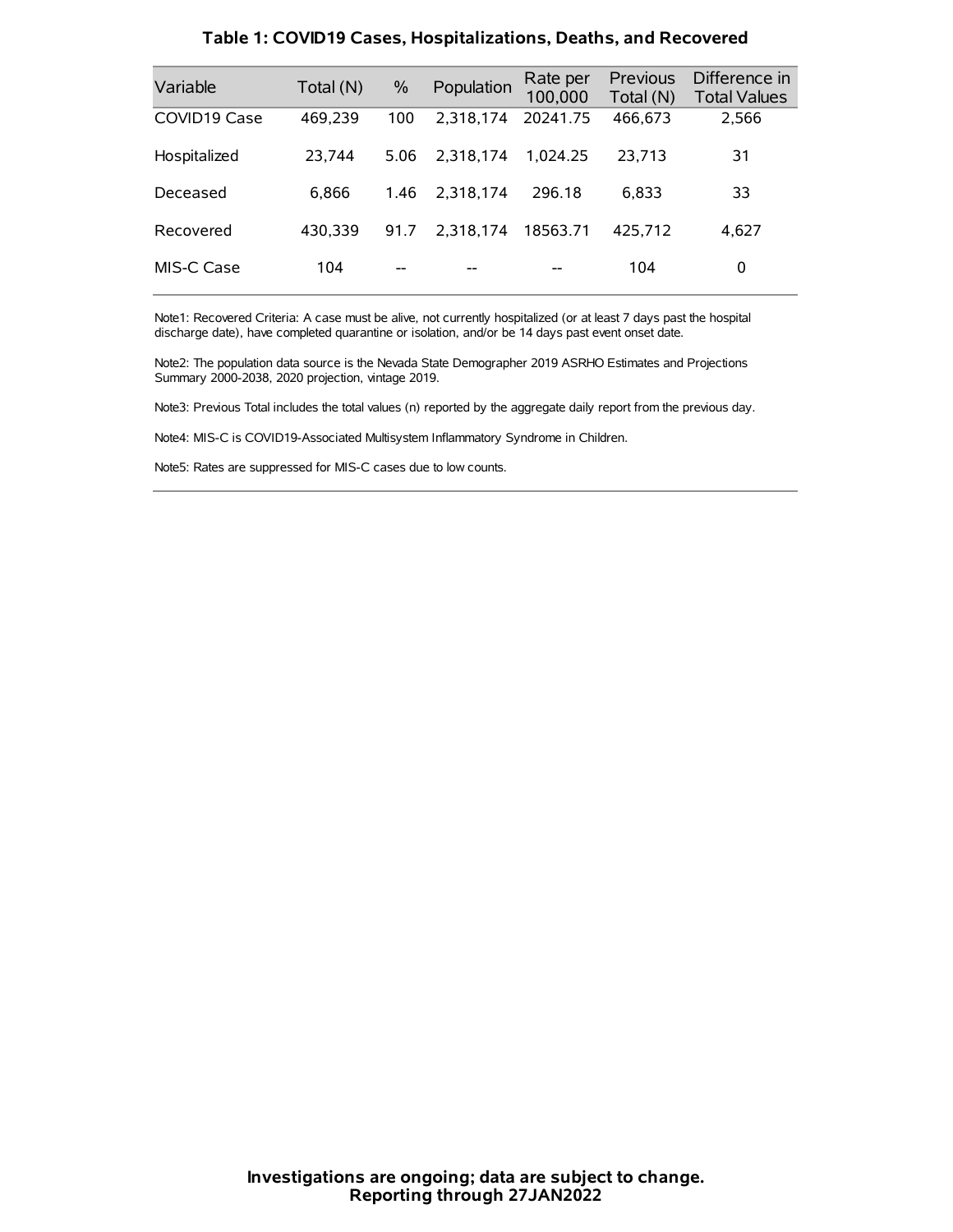## Table 1: COVID19 Cases, Hospitalizations, Deaths, and Recovered

| Variable | Total (N) | % | Population | Rate per 100,000 | Previous Total (N) | Difference in Total Values |
|---|---|---|---|---|---|---|
| COVID19 Case | 469,239 | 100 | 2,318,174 | 20241.75 | 466,673 | 2,566 |
| Hospitalized | 23,744 | 5.06 | 2,318,174 | 1,024.25 | 23,713 | 31 |
| Deceased | 6,866 | 1.46 | 2,318,174 | 296.18 | 6,833 | 33 |
| Recovered | 430,339 | 91.7 | 2,318,174 | 18563.71 | 425,712 | 4,627 |
| MIS-C Case | 104 | -- | -- | -- | 104 | 0 |

Note1: Recovered Criteria: A case must be alive, not currently hospitalized (or at least 7 days past the hospital discharge date), have completed quarantine or isolation, and/or be 14 days past event onset date.

Note2: The population data source is the Nevada State Demographer 2019 ASRHO Estimates and Projections Summary 2000-2038, 2020 projection, vintage 2019.

Note3: Previous Total includes the total values (n) reported by the aggregate daily report from the previous day.

Note4: MIS-C is COVID19-Associated Multisystem Inflammatory Syndrome in Children.

Note5: Rates are suppressed for MIS-C cases due to low counts.

**Investigations are ongoing; data are subject to change.**
**Reporting through 27JAN2022**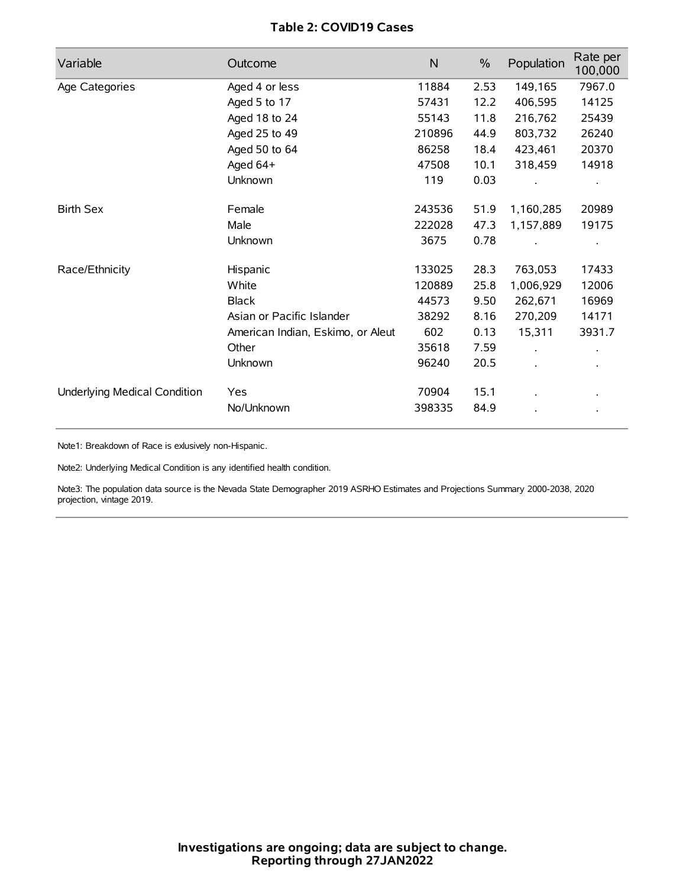**Table 2: COVID19 Cases**

| Variable | Outcome | N | % | Population | Rate per 100,000 |
|---|---|---|---|---|---|
| Age Categories | Aged 4 or less | 11884 | 2.53 | 149,165 | 7967.0 |
| | Aged 5 to 17 | 57431 | 12.2 | 406,595 | 14125 |
| | Aged 18 to 24 | 55143 | 11.8 | 216,762 | 25439 |
| | Aged 25 to 49 | 210896 | 44.9 | 803,732 | 26240 |
| | Aged 50 to 64 | 86258 | 18.4 | 423,461 | 20370 |
| | Aged 64+ | 47508 | 10.1 | 318,459 | 14918 |
| | Unknown | 119 | 0.03 | . | . |
| Birth Sex | Female | 243536 | 51.9 | 1,160,285 | 20989 |
| | Male | 222028 | 47.3 | 1,157,889 | 19175 |
| | Unknown | 3675 | 0.78 | . | . |
| Race/Ethnicity | Hispanic | 133025 | 28.3 | 763,053 | 17433 |
| | White | 120889 | 25.8 | 1,006,929 | 12006 |
| | Black | 44573 | 9.50 | 262,671 | 16969 |
| | Asian or Pacific Islander | 38292 | 8.16 | 270,209 | 14171 |
| | American Indian, Eskimo, or Aleut | 602 | 0.13 | 15,311 | 3931.7 |
| | Other | 35618 | 7.59 | . | . |
| | Unknown | 96240 | 20.5 | . | . |
| Underlying Medical Condition | Yes | 70904 | 15.1 | . | . |
| | No/Unknown | 398335 | 84.9 | . | . |

Note1: Breakdown of Race is exlusively non-Hispanic.

Note2: Underlying Medical Condition is any identified health condition.

Note3: The population data source is the Nevada State Demographer 2019 ASRHO Estimates and Projections Summary 2000-2038, 2020 projection, vintage 2019.

**Investigations are ongoing; data are subject to change.**
**Reporting through 27JAN2022**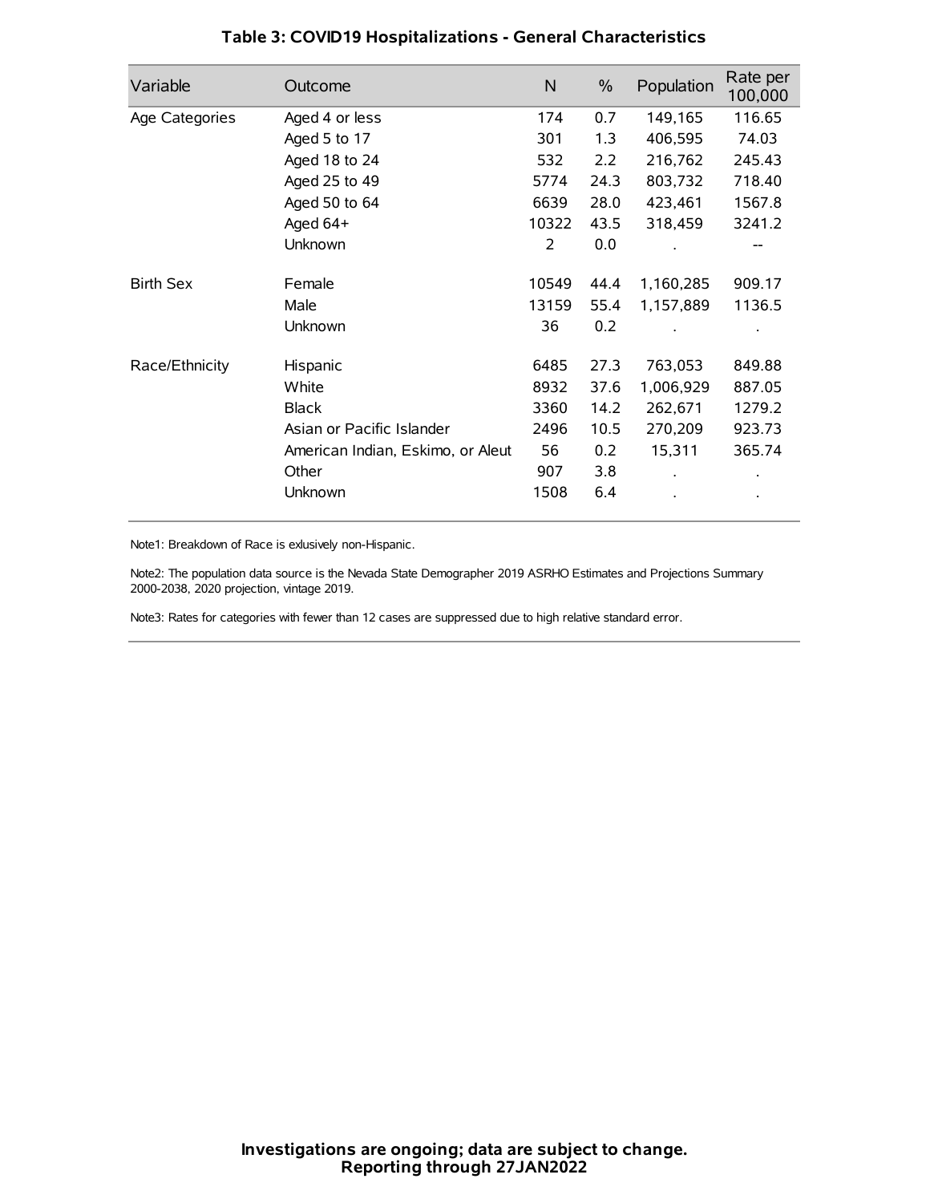## Table 3: COVID19 Hospitalizations - General Characteristics

| Variable | Outcome | N | % | Population | Rate per 100,000 |
|---|---|---|---|---|---|
| Age Categories | Aged 4 or less | 174 | 0.7 | 149,165 | 116.65 |
| | Aged 5 to 17 | 301 | 1.3 | 406,595 | 74.03 |
| | Aged 18 to 24 | 532 | 2.2 | 216,762 | 245.43 |
| | Aged 25 to 49 | 5774 | 24.3 | 803,732 | 718.40 |
| | Aged 50 to 64 | 6639 | 28.0 | 423,461 | 1567.8 |
| | Aged 64+ | 10322 | 43.5 | 318,459 | 3241.2 |
| | Unknown | 2 | 0.0 | . | -- |
| Birth Sex | Female | 10549 | 44.4 | 1,160,285 | 909.17 |
| | Male | 13159 | 55.4 | 1,157,889 | 1136.5 |
| | Unknown | 36 | 0.2 | . | . |
| Race/Ethnicity | Hispanic | 6485 | 27.3 | 763,053 | 849.88 |
| | White | 8932 | 37.6 | 1,006,929 | 887.05 |
| | Black | 3360 | 14.2 | 262,671 | 1279.2 |
| | Asian or Pacific Islander | 2496 | 10.5 | 270,209 | 923.73 |
| | American Indian, Eskimo, or Aleut | 56 | 0.2 | 15,311 | 365.74 |
| | Other | 907 | 3.8 | . | . |
| | Unknown | 1508 | 6.4 | . | . |

Note1: Breakdown of Race is exlusively non-Hispanic.

Note2: The population data source is the Nevada State Demographer 2019 ASRHO Estimates and Projections Summary 2000-2038, 2020 projection, vintage 2019.

Note3: Rates for categories with fewer than 12 cases are suppressed due to high relative standard error.

**Investigations are ongoing; data are subject to change.**
**Reporting through 27JAN2022**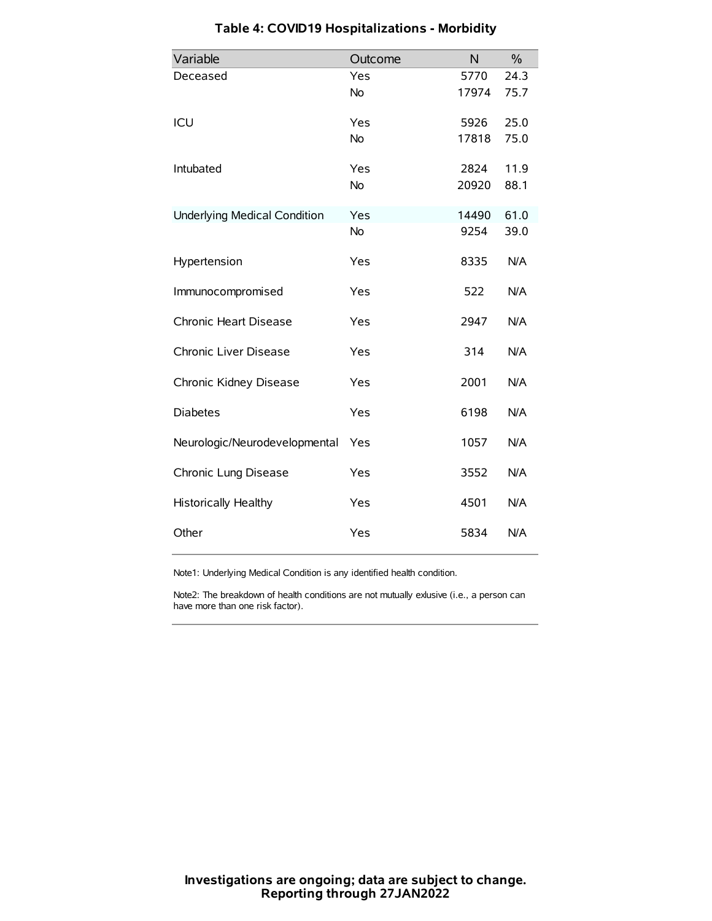### Table 4: COVID19 Hospitalizations - Morbidity

| Variable | Outcome | N | % |
|---|---|---|---|
| Deceased | Yes | 5770 | 24.3 |
| | No | 17974 | 75.7 |
| ICU | Yes | 5926 | 25.0 |
| | No | 17818 | 75.0 |
| Intubated | Yes | 2824 | 11.9 |
| | No | 20920 | 88.1 |
| Underlying Medical Condition | Yes | 14490 | 61.0 |
| | No | 9254 | 39.0 |
| Hypertension | Yes | 8335 | N/A |
| Immunocompromised | Yes | 522 | N/A |
| Chronic Heart Disease | Yes | 2947 | N/A |
| Chronic Liver Disease | Yes | 314 | N/A |
| Chronic Kidney Disease | Yes | 2001 | N/A |
| Diabetes | Yes | 6198 | N/A |
| Neurologic/Neurodevelopmental | Yes | 1057 | N/A |
| Chronic Lung Disease | Yes | 3552 | N/A |
| Historically Healthy | Yes | 4501 | N/A |
| Other | Yes | 5834 | N/A |

Note1: Underlying Medical Condition is any identified health condition.

Note2: The breakdown of health conditions are not mutually exlusive (i.e., a person can have more than one risk factor).

**Investigations are ongoing; data are subject to change.**
**Reporting through 27JAN2022**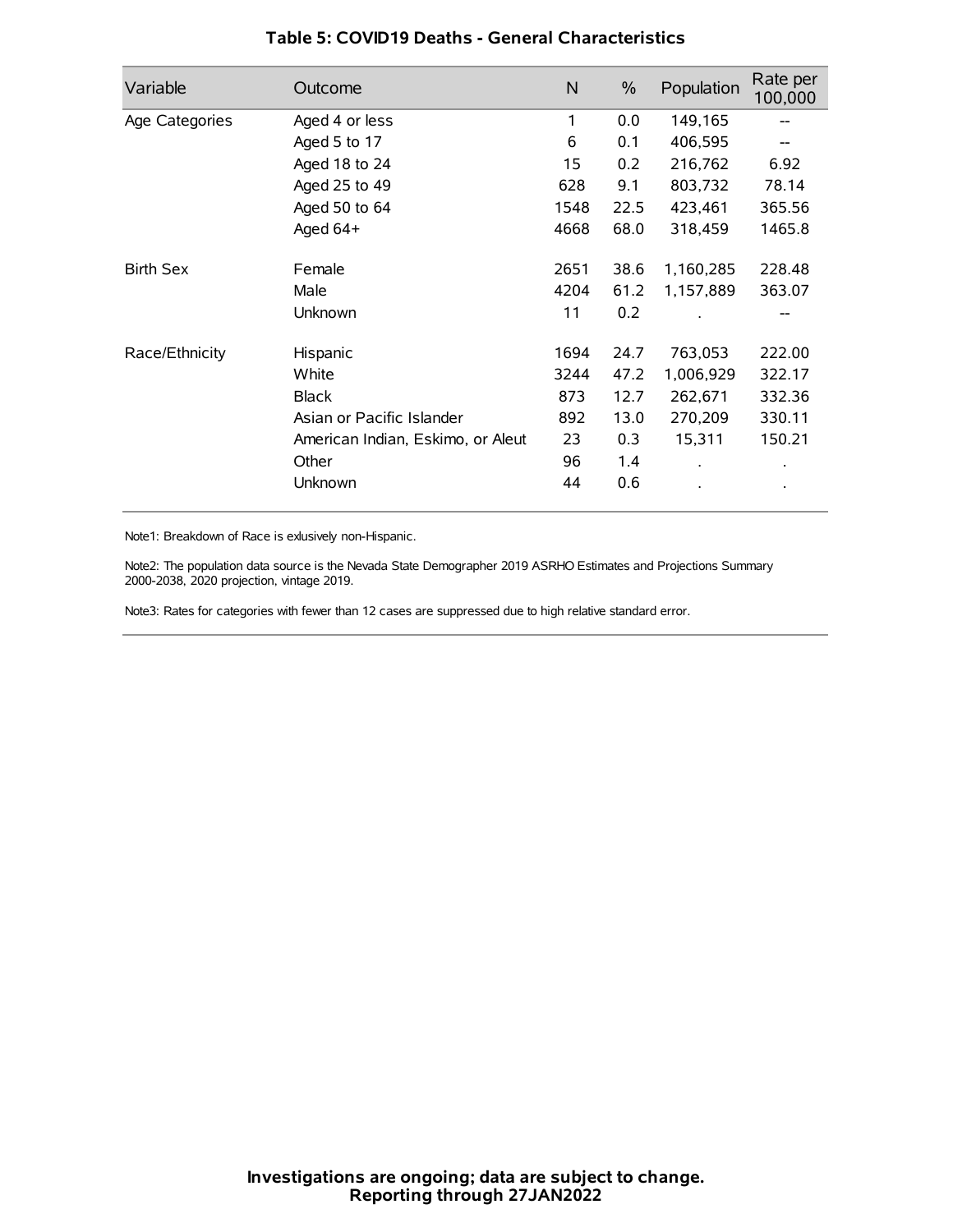### Table 5: COVID19 Deaths - General Characteristics

| Variable | Outcome | N | % | Population | Rate per 100,000 |
|---|---|---|---|---|---|
| Age Categories | Aged 4 or less | 1 | 0.0 | 149,165 | -- |
| | Aged 5 to 17 | 6 | 0.1 | 406,595 | -- |
| | Aged 18 to 24 | 15 | 0.2 | 216,762 | 6.92 |
| | Aged 25 to 49 | 628 | 9.1 | 803,732 | 78.14 |
| | Aged 50 to 64 | 1548 | 22.5 | 423,461 | 365.56 |
| | Aged 64+ | 4668 | 68.0 | 318,459 | 1465.8 |
| Birth Sex | Female | 2651 | 38.6 | 1,160,285 | 228.48 |
| | Male | 4204 | 61.2 | 1,157,889 | 363.07 |
| | Unknown | 11 | 0.2 | . | -- |
| Race/Ethnicity | Hispanic | 1694 | 24.7 | 763,053 | 222.00 |
| | White | 3244 | 47.2 | 1,006,929 | 322.17 |
| | Black | 873 | 12.7 | 262,671 | 332.36 |
| | Asian or Pacific Islander | 892 | 13.0 | 270,209 | 330.11 |
| | American Indian, Eskimo, or Aleut | 23 | 0.3 | 15,311 | 150.21 |
| | Other | 96 | 1.4 | . | . |
| | Unknown | 44 | 0.6 | . | . |

Note1: Breakdown of Race is exlusively non-Hispanic.

Note2: The population data source is the Nevada State Demographer 2019 ASRHO Estimates and Projections Summary 2000-2038, 2020 projection, vintage 2019.

Note3: Rates for categories with fewer than 12 cases are suppressed due to high relative standard error.

**Investigations are ongoing; data are subject to change.**
**Reporting through 27JAN2022**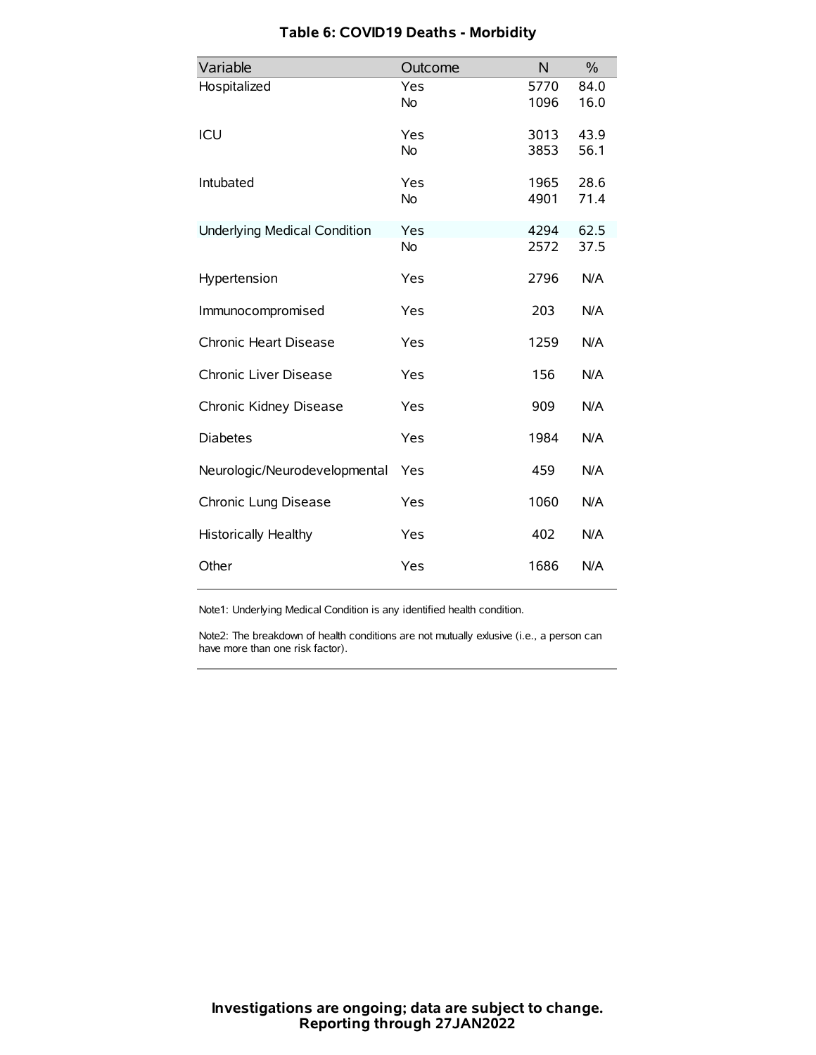## Table 6: COVID19 Deaths - Morbidity

| Variable | Outcome | N | % |
|---|---|---|---|
| Hospitalized | Yes | 5770 | 84.0 |
| | No | 1096 | 16.0 |
| ICU | Yes | 3013 | 43.9 |
| | No | 3853 | 56.1 |
| Intubated | Yes | 1965 | 28.6 |
| | No | 4901 | 71.4 |
| Underlying Medical Condition | Yes | 4294 | 62.5 |
| | No | 2572 | 37.5 |
| Hypertension | Yes | 2796 | N/A |
| Immunocompromised | Yes | 203 | N/A |
| Chronic Heart Disease | Yes | 1259 | N/A |
| Chronic Liver Disease | Yes | 156 | N/A |
| Chronic Kidney Disease | Yes | 909 | N/A |
| Diabetes | Yes | 1984 | N/A |
| Neurologic/Neurodevelopmental | Yes | 459 | N/A |
| Chronic Lung Disease | Yes | 1060 | N/A |
| Historically Healthy | Yes | 402 | N/A |
| Other | Yes | 1686 | N/A |

Note1: Underlying Medical Condition is any identified health condition.

Note2: The breakdown of health conditions are not mutually exlusive (i.e., a person can have more than one risk factor).

**Investigations are ongoing; data are subject to change.**
**Reporting through 27JAN2022**